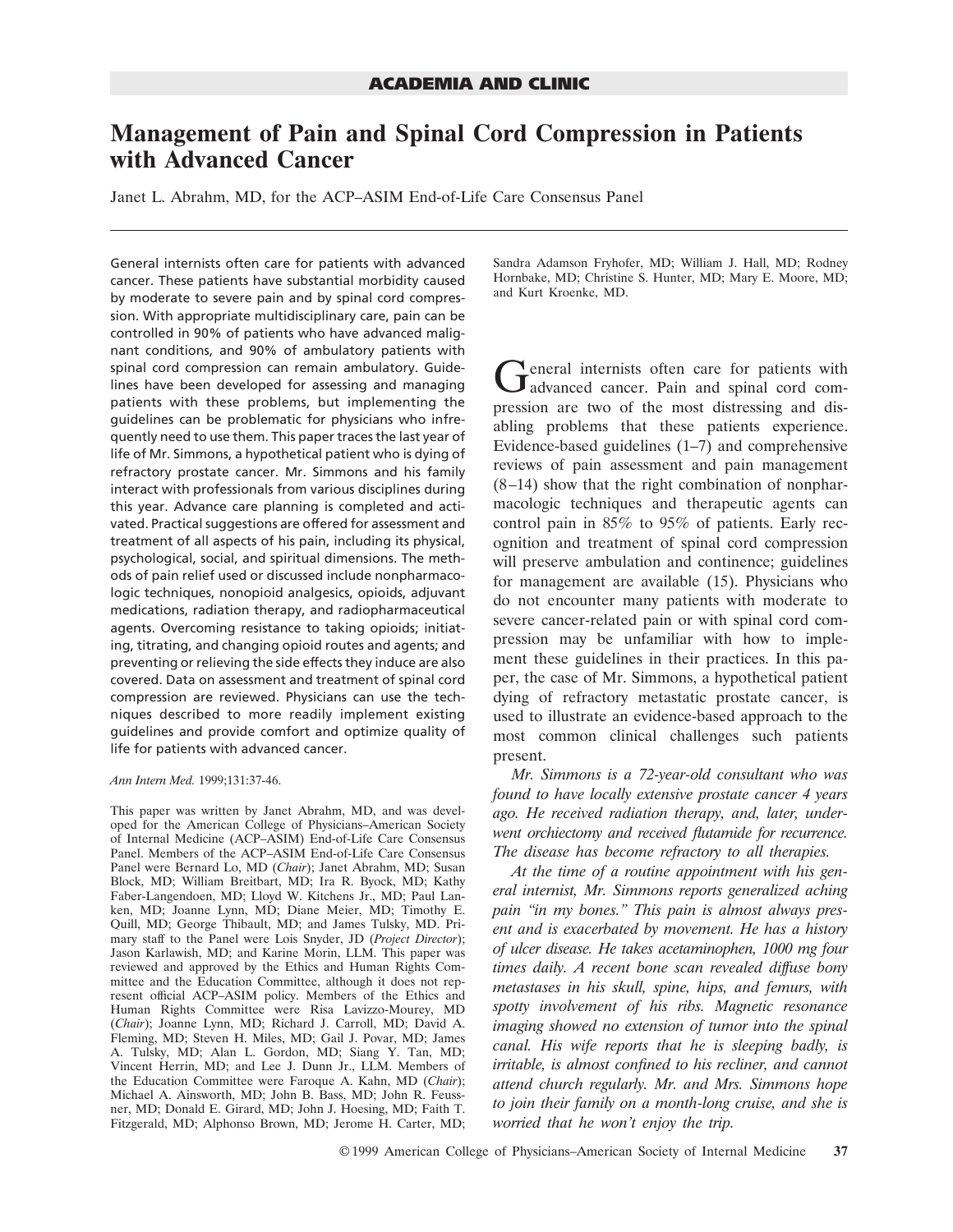ACADEMIA AND CLINIC

# Management of Pain and Spinal Cord Compression in Patients with Advanced Cancer

Janet L. Abrahm, MD, for the ACP–ASIM End-of-Life Care Consensus Panel

General internists often care for patients with advanced cancer. These patients have substantial morbidity caused by moderate to severe pain and by spinal cord compression. With appropriate multidisciplinary care, pain can be controlled in 90% of patients who have advanced malignant conditions, and 90% of ambulatory patients with spinal cord compression can remain ambulatory. Guidelines have been developed for assessing and managing patients with these problems, but implementing the guidelines can be problematic for physicians who infrequently need to use them. This paper traces the last year of life of Mr. Simmons, a hypothetical patient who is dying of refractory prostate cancer. Mr. Simmons and his family interact with professionals from various disciplines during this year. Advance care planning is completed and activated. Practical suggestions are offered for assessment and treatment of all aspects of his pain, including its physical, psychological, social, and spiritual dimensions. The methods of pain relief used or discussed include nonpharmacologic techniques, nonopioid analgesics, opioids, adjuvant medications, radiation therapy, and radiopharmaceutical agents. Overcoming resistance to taking opioids; initiating, titrating, and changing opioid routes and agents; and preventing or relieving the side effects they induce are also covered. Data on assessment and treatment of spinal cord compression are reviewed. Physicians can use the techniques described to more readily implement existing guidelines and provide comfort and optimize quality of life for patients with advanced cancer.

*Ann Intern Med.* 1999;131:37-46.

This paper was written by Janet Abrahm, MD, and was developed for the American College of Physicians–American Society of Internal Medicine (ACP–ASIM) End-of-Life Care Consensus Panel. Members of the ACP–ASIM End-of-Life Care Consensus Panel were Bernard Lo, MD (*Chair*); Janet Abrahm, MD; Susan Block, MD; William Breitbart, MD; Ira R. Byock, MD; Kathy Faber-Langendoen, MD; Lloyd W. Kitchens Jr., MD; Paul Lanken, MD; Joanne Lynn, MD; Diane Meier, MD; Timothy E. Quill, MD; George Thibault, MD; and James Tulsky, MD. Primary staff to the Panel were Lois Snyder, JD (*Project Director*); Jason Karlawish, MD; and Karine Morin, LLM. This paper was reviewed and approved by the Ethics and Human Rights Committee and the Education Committee, although it does not represent official ACP–ASIM policy. Members of the Ethics and Human Rights Committee were Risa Lavizzo-Mourey, MD (*Chair*); Joanne Lynn, MD; Richard J. Carroll, MD; David A. Fleming, MD; Steven H. Miles, MD; Gail J. Povar, MD; James A. Tulsky, MD; Alan L. Gordon, MD; Siang Y. Tan, MD; Vincent Herrin, MD; and Lee J. Dunn Jr., LLM. Members of the Education Committee were Faroque A. Kahn, MD (*Chair*); Michael A. Ainsworth, MD; John B. Bass, MD; John R. Feussner, MD; Donald E. Girard, MD; John J. Hoesing, MD; Faith T. Fitzgerald, MD; Alphonso Brown, MD; Jerome H. Carter, MD; Sandra Adamson Fryhofer, MD; William J. Hall, MD; Rodney Hornbake, MD; Christine S. Hunter, MD; Mary E. Moore, MD; and Kurt Kroenke, MD.

General internists often care for patients with advanced cancer. Pain and spinal cord compression are two of the most distressing and disabling problems that these patients experience. Evidence-based guidelines (1–7) and comprehensive reviews of pain assessment and pain management (8–14) show that the right combination of nonpharmacologic techniques and therapeutic agents can control pain in 85% to 95% of patients. Early recognition and treatment of spinal cord compression will preserve ambulation and continence; guidelines for management are available (15). Physicians who do not encounter many patients with moderate to severe cancer-related pain or with spinal cord compression may be unfamiliar with how to implement these guidelines in their practices. In this paper, the case of Mr. Simmons, a hypothetical patient dying of refractory metastatic prostate cancer, is used to illustrate an evidence-based approach to the most common clinical challenges such patients present.

*Mr. Simmons is a 72-year-old consultant who was found to have locally extensive prostate cancer 4 years ago. He received radiation therapy, and, later, underwent orchiectomy and received flutamide for recurrence. The disease has become refractory to all therapies.*

*At the time of a routine appointment with his general internist, Mr. Simmons reports generalized aching pain "in my bones." This pain is almost always present and is exacerbated by movement. He has a history of ulcer disease. He takes acetaminophen, 1000 mg four times daily. A recent bone scan revealed diffuse bony metastases in his skull, spine, hips, and femurs, with spotty involvement of his ribs. Magnetic resonance imaging showed no extension of tumor into the spinal canal. His wife reports that he is sleeping badly, is irritable, is almost confined to his recliner, and cannot attend church regularly. Mr. and Mrs. Simmons hope to join their family on a month-long cruise, and she is worried that he won't enjoy the trip.*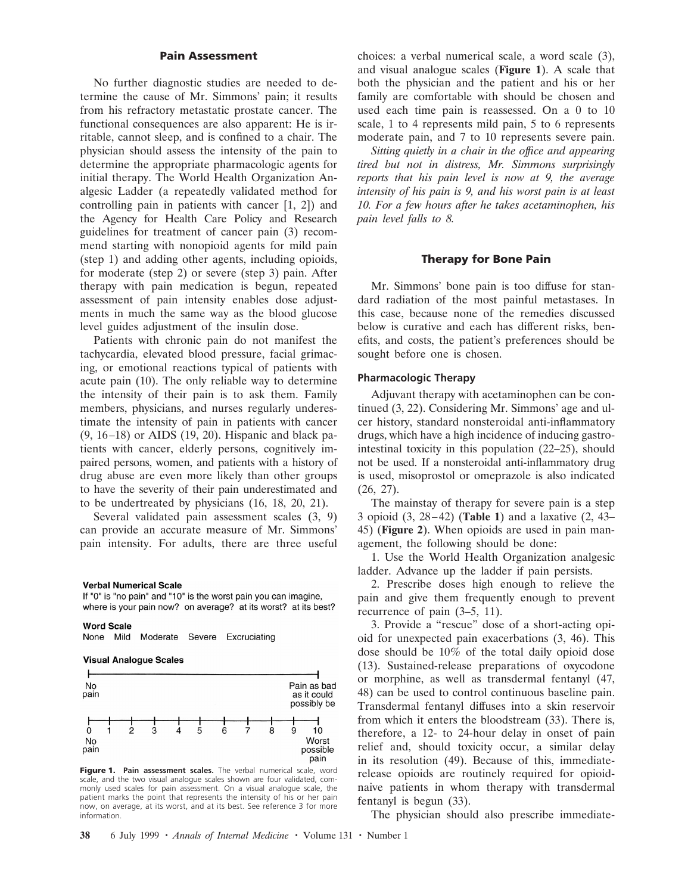## Pain Assessment

No further diagnostic studies are needed to determine the cause of Mr. Simmons' pain; it results from his refractory metastatic prostate cancer. The functional consequences are also apparent: He is irritable, cannot sleep, and is confined to a chair. The physician should assess the intensity of the pain to determine the appropriate pharmacologic agents for initial therapy. The World Health Organization Analgesic Ladder (a repeatedly validated method for controlling pain in patients with cancer [1, 2]) and the Agency for Health Care Policy and Research guidelines for treatment of cancer pain (3) recommend starting with nonopioid agents for mild pain (step 1) and adding other agents, including opioids, for moderate (step 2) or severe (step 3) pain. After therapy with pain medication is begun, repeated assessment of pain intensity enables dose adjustments in much the same way as the blood glucose level guides adjustment of the insulin dose.

Patients with chronic pain do not manifest the tachycardia, elevated blood pressure, facial grimacing, or emotional reactions typical of patients with acute pain (10). The only reliable way to determine the intensity of their pain is to ask them. Family members, physicians, and nurses regularly underestimate the intensity of pain in patients with cancer (9, 16–18) or AIDS (19, 20). Hispanic and black patients with cancer, elderly persons, cognitively impaired persons, women, and patients with a history of drug abuse are even more likely than other groups to have the severity of their pain underestimated and to be undertreated by physicians (16, 18, 20, 21).

Several validated pain assessment scales (3, 9) can provide an accurate measure of Mr. Simmons' pain intensity. For adults, there are three useful choices: a verbal numerical scale, a word scale (3), and visual analogue scales (**Figure 1**). A scale that both the physician and the patient and his or her family are comfortable with should be chosen and used each time pain is reassessed. On a 0 to 10 scale, 1 to 4 represents mild pain, 5 to 6 represents moderate pain, and 7 to 10 represents severe pain.

**Verbal Numerical Scale**

If "0" is "no pain" and "10" is the worst pain you can imagine, where is your pain now? on average? at its worst? at its best?

**Word Scale**

None  Mild  Moderate  Severe  Excruciating

**Visual Analogue Scales**

No pain ———————————————— Pain as bad as it could possibly be

0 — 1 — 2 — 3 — 4 — 5 — 6 — 7 — 8 — 9 — 10
No pain ... Worst possible pain

**Figure 1. Pain assessment scales.** The verbal numerical scale, word scale, and the two visual analogue scales shown are four validated, commonly used scales for pain assessment. On a visual analogue scale, the patient marks the point that represents the intensity of his or her pain now, on average, at its worst, and at its best. See reference 3 for more information.

*Sitting quietly in a chair in the office and appearing tired but not in distress, Mr. Simmons surprisingly reports that his pain level is now at 9, the average intensity of his pain is 9, and his worst pain is at least 10. For a few hours after he takes acetaminophen, his pain level falls to 8.*

## Therapy for Bone Pain

Mr. Simmons' bone pain is too diffuse for standard radiation of the most painful metastases. In this case, because none of the remedies discussed below is curative and each has different risks, benefits, and costs, the patient's preferences should be sought before one is chosen.

### Pharmacologic Therapy

Adjuvant therapy with acetaminophen can be continued (3, 22). Considering Mr. Simmons' age and ulcer history, standard nonsteroidal anti-inflammatory drugs, which have a high incidence of inducing gastrointestinal toxicity in this population (22–25), should not be used. If a nonsteroidal anti-inflammatory drug is used, misoprostol or omeprazole is also indicated (26, 27).

The mainstay of therapy for severe pain is a step 3 opioid (3, 28–42) (**Table 1**) and a laxative (2, 43–45) (**Figure 2**). When opioids are used in pain management, the following should be done:

1. Use the World Health Organization analgesic ladder. Advance up the ladder if pain persists.
2. Prescribe doses high enough to relieve the pain and give them frequently enough to prevent recurrence of pain (3–5, 11).
3. Provide a "rescue" dose of a short-acting opioid for unexpected pain exacerbations (3, 46). This dose should be 10% of the total daily opioid dose (13). Sustained-release preparations of oxycodone or morphine, as well as transdermal fentanyl (47, 48) can be used to control continuous baseline pain. Transdermal fentanyl diffuses into a skin reservoir from which it enters the bloodstream (33). There is, therefore, a 12- to 24-hour delay in onset of pain relief and, should toxicity occur, a similar delay in its resolution (49). Because of this, immediate-release opioids are routinely required for opioid-naive patients in whom therapy with transdermal fentanyl is begun (33).

The physician should also prescribe immediate-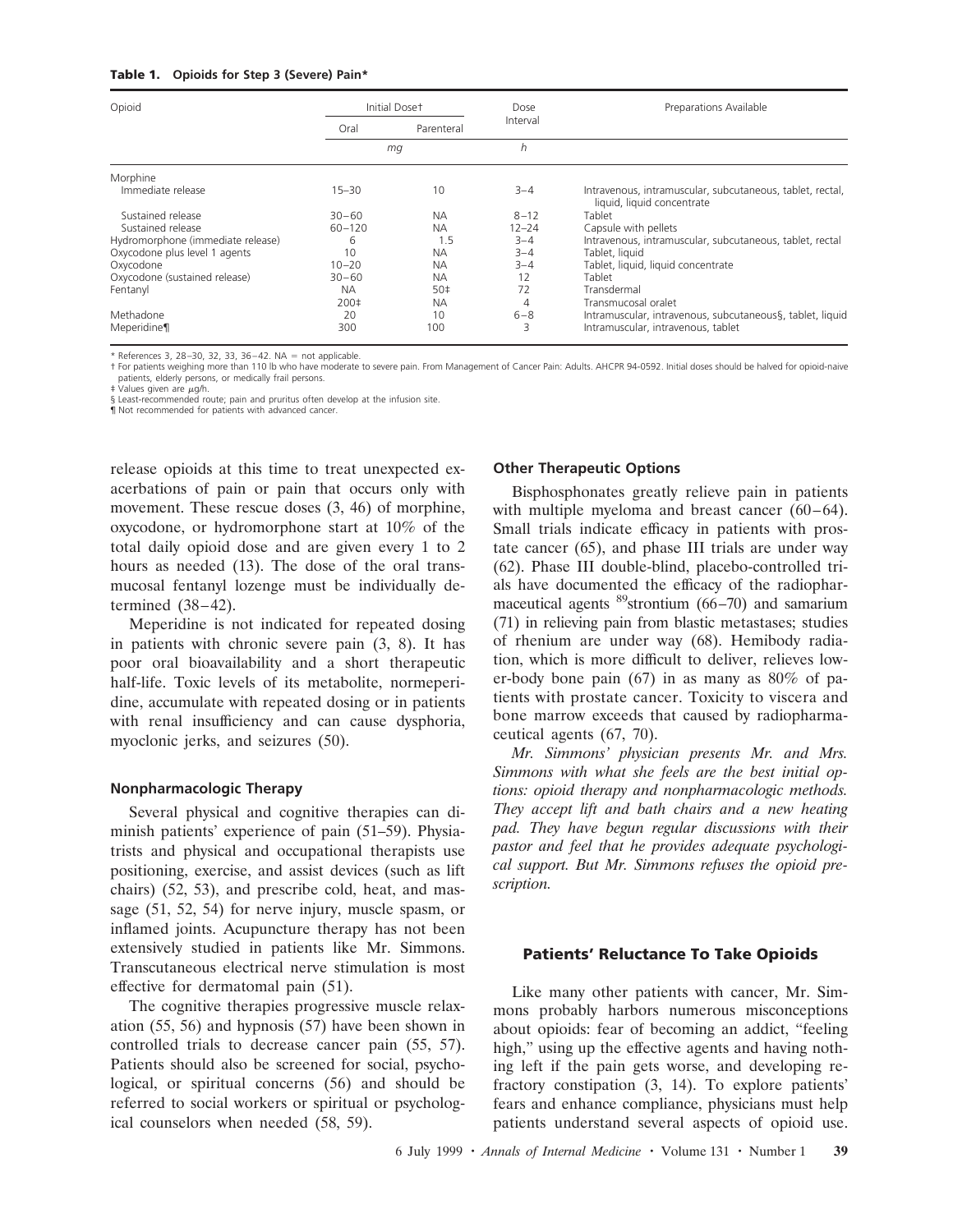**Table 1. Opioids for Step 3 (Severe) Pain***

| Opioid | Initial Dose† | | Dose Interval | Preparations Available |
|---|---|---|---|---|
| | Oral | Parenteral | | |
| | *mg* | | *h* | |
| Morphine | | | | |
| Immediate release | 15–30 | 10 | 3–4 | Intravenous, intramuscular, subcutaneous, tablet, rectal, liquid, liquid concentrate |
| Sustained release | 30–60 | NA | 8–12 | Tablet |
| Sustained release | 60–120 | NA | 12–24 | Capsule with pellets |
| Hydromorphone (immediate release) | 6 | 1.5 | 3–4 | Intravenous, intramuscular, subcutaneous, tablet, rectal |
| Oxycodone plus level 1 agents | 10 | NA | 3–4 | Tablet, liquid |
| Oxycodone | 10–20 | NA | 3–4 | Tablet, liquid, liquid concentrate |
| Oxycodone (sustained release) | 30–60 | NA | 12 | Tablet |
| Fentanyl | NA | 50‡ | 72 | Transdermal |
| | 200‡ | NA | 4 | Transmucosal oralet |
| Methadone | 20 | 10 | 6–8 | Intramuscular, intravenous, subcutaneous§, tablet, liquid |
| Meperidine¶ | 300 | 100 | 3 | Intramuscular, intravenous, tablet |

\* References 3, 28–30, 32, 33, 36–42. NA = not applicable.
† For patients weighing more than 110 lb who have moderate to severe pain. From Management of Cancer Pain: Adults. AHCPR 94-0592. Initial doses should be halved for opioid-naive patients, elderly persons, or medically frail persons.
‡ Values given are μg/h.
§ Least-recommended route; pain and pruritus often develop at the infusion site.
¶ Not recommended for patients with advanced cancer.

release opioids at this time to treat unexpected exacerbations of pain or pain that occurs only with movement. These rescue doses (3, 46) of morphine, oxycodone, or hydromorphone start at 10% of the total daily opioid dose and are given every 1 to 2 hours as needed (13). The dose of the oral transmucosal fentanyl lozenge must be individually determined (38–42).

Meperidine is not indicated for repeated dosing in patients with chronic severe pain (3, 8). It has poor oral bioavailability and a short therapeutic half-life. Toxic levels of its metabolite, normeperidine, accumulate with repeated dosing or in patients with renal insufficiency and can cause dysphoria, myoclonic jerks, and seizures (50).

### Nonpharmacologic Therapy

Several physical and cognitive therapies can diminish patients' experience of pain (51–59). Physiatrists and physical and occupational therapists use positioning, exercise, and assist devices (such as lift chairs) (52, 53), and prescribe cold, heat, and massage (51, 52, 54) for nerve injury, muscle spasm, or inflamed joints. Acupuncture therapy has not been extensively studied in patients like Mr. Simmons. Transcutaneous electrical nerve stimulation is most effective for dermatomal pain (51).

The cognitive therapies progressive muscle relaxation (55, 56) and hypnosis (57) have been shown in controlled trials to decrease cancer pain (55, 57). Patients should also be screened for social, psychological, or spiritual concerns (56) and should be referred to social workers or spiritual or psychological counselors when needed (58, 59).

### Other Therapeutic Options

Bisphosphonates greatly relieve pain in patients with multiple myeloma and breast cancer (60–64). Small trials indicate efficacy in patients with prostate cancer (65), and phase III trials are under way (62). Phase III double-blind, placebo-controlled trials have documented the efficacy of the radiopharmaceutical agents $^{89}$strontium (66–70) and samarium (71) in relieving pain from blastic metastases; studies of rhenium are under way (68). Hemibody radiation, which is more difficult to deliver, relieves lower-body bone pain (67) in as many as 80% of patients with prostate cancer. Toxicity to viscera and bone marrow exceeds that caused by radiopharmaceutical agents (67, 70).

*Mr. Simmons' physician presents Mr. and Mrs. Simmons with what she feels are the best initial options: opioid therapy and nonpharmacologic methods. They accept lift and bath chairs and a new heating pad. They have begun regular discussions with their pastor and feel that he provides adequate psychological support. But Mr. Simmons refuses the opioid prescription.*

## Patients' Reluctance To Take Opioids

Like many other patients with cancer, Mr. Simmons probably harbors numerous misconceptions about opioids: fear of becoming an addict, "feeling high," using up the effective agents and having nothing left if the pain gets worse, and developing refractory constipation (3, 14). To explore patients' fears and enhance compliance, physicians must help patients understand several aspects of opioid use.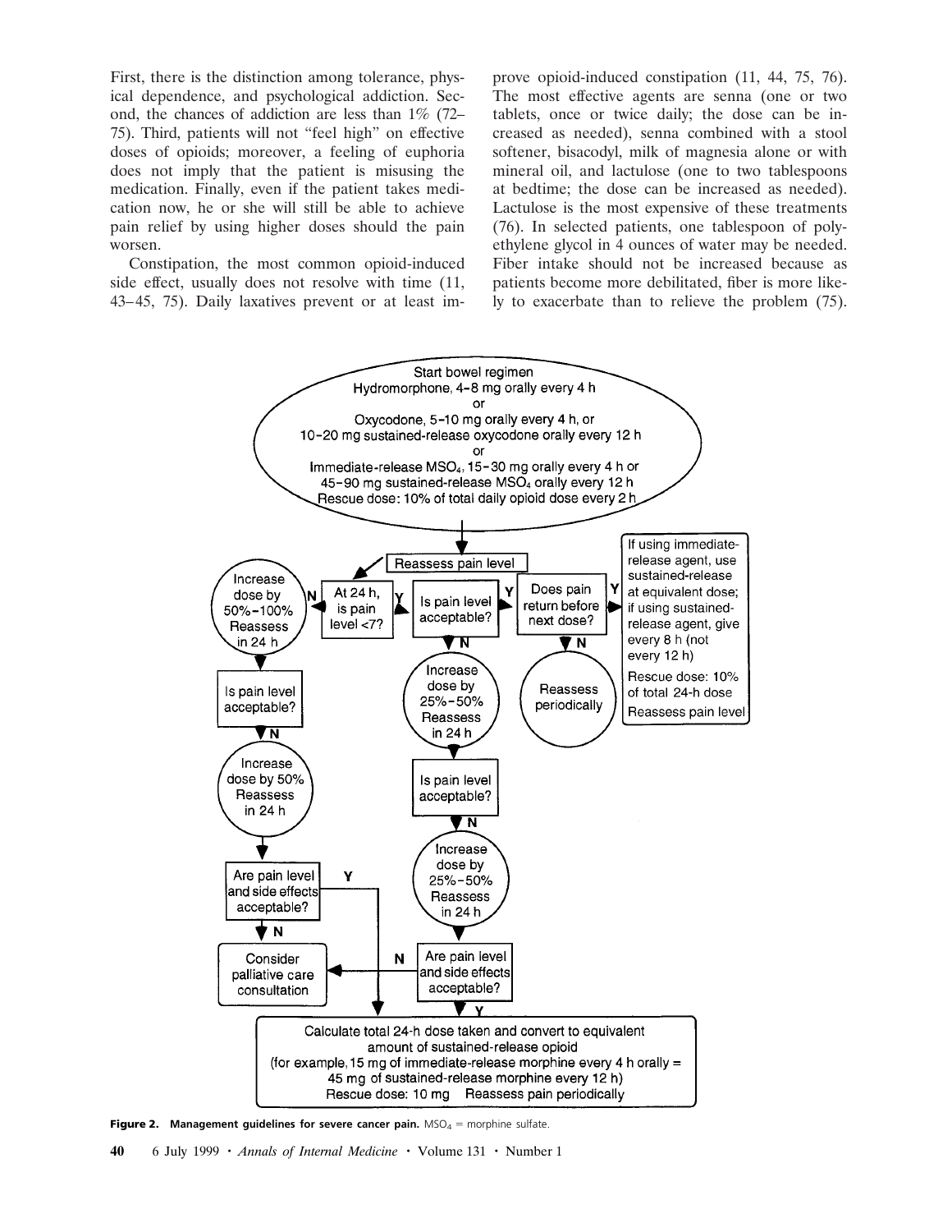First, there is the distinction among tolerance, physical dependence, and psychological addiction. Second, the chances of addiction are less than 1% (72–75). Third, patients will not "feel high" on effective doses of opioids; moreover, a feeling of euphoria does not imply that the patient is misusing the medication. Finally, even if the patient takes medication now, he or she will still be able to achieve pain relief by using higher doses should the pain worsen.

Constipation, the most common opioid-induced side effect, usually does not resolve with time (11, 43–45, 75). Daily laxatives prevent or at least improve opioid-induced constipation (11, 44, 75, 76). The most effective agents are senna (one or two tablets, once or twice daily; the dose can be increased as needed), senna combined with a stool softener, bisacodyl, milk of magnesia alone or with mineral oil, and lactulose (one to two tablespoons at bedtime; the dose can be increased as needed). Lactulose is the most expensive of these treatments (76). In selected patients, one tablespoon of polyethylene glycol in 4 ounces of water may be needed. Fiber intake should not be increased because as patients become more debilitated, fiber is more likely to exacerbate than to relieve the problem (75).

Start bowel regimen
Hydromorphone, 4–8 mg orally every 4 h
or
Oxycodone, 5–10 mg orally every 4 h, or
10–20 mg sustained-release oxycodone orally every 12 h
or
Immediate-release $MSO_4$, 15–30 mg orally every 4 h or
45–90 mg sustained-release $MSO_4$ orally every 12 h
Rescue dose: 10% of total daily opioid dose every 2 h

Reassess pain level

- At 24 h, is pain level <7?
  - N → Increase dose by 50%–100%. Reassess in 24 h → Is pain level acceptable?
    - N → Increase dose by 50%. Reassess in 24 h → Are pain level and side effects acceptable?
      - Y → Calculate total 24-h dose taken and convert to equivalent amount of sustained-release opioid
      - N → Consider palliative care consultation
  - Y → Is pain level acceptable?
    - N → Increase dose by 25%–50%. Reassess in 24 h → Is pain level acceptable?
      - N → Increase dose by 25%–50%. Reassess in 24 h → Are pain level and side effects acceptable?
        - N → Consider palliative care consultation
        - Y → Calculate total 24-h dose taken and convert to equivalent amount of sustained-release opioid
    - Y → Does pain return before next dose?
      - N → Reassess periodically
      - Y → If using immediate-release agent, use sustained-release at equivalent dose; if using sustained-release agent, give every 8 h (not every 12 h). Rescue dose: 10% of total 24-h dose. Reassess pain level

Calculate total 24-h dose taken and convert to equivalent amount of sustained-release opioid (for example, 15 mg of immediate-release morphine every 4 h orally = 45 mg of sustained-release morphine every 12 h)
Rescue dose: 10 mg Reassess pain periodically

**Figure 2. Management guidelines for severe cancer pain.** $MSO_4$ = morphine sulfate.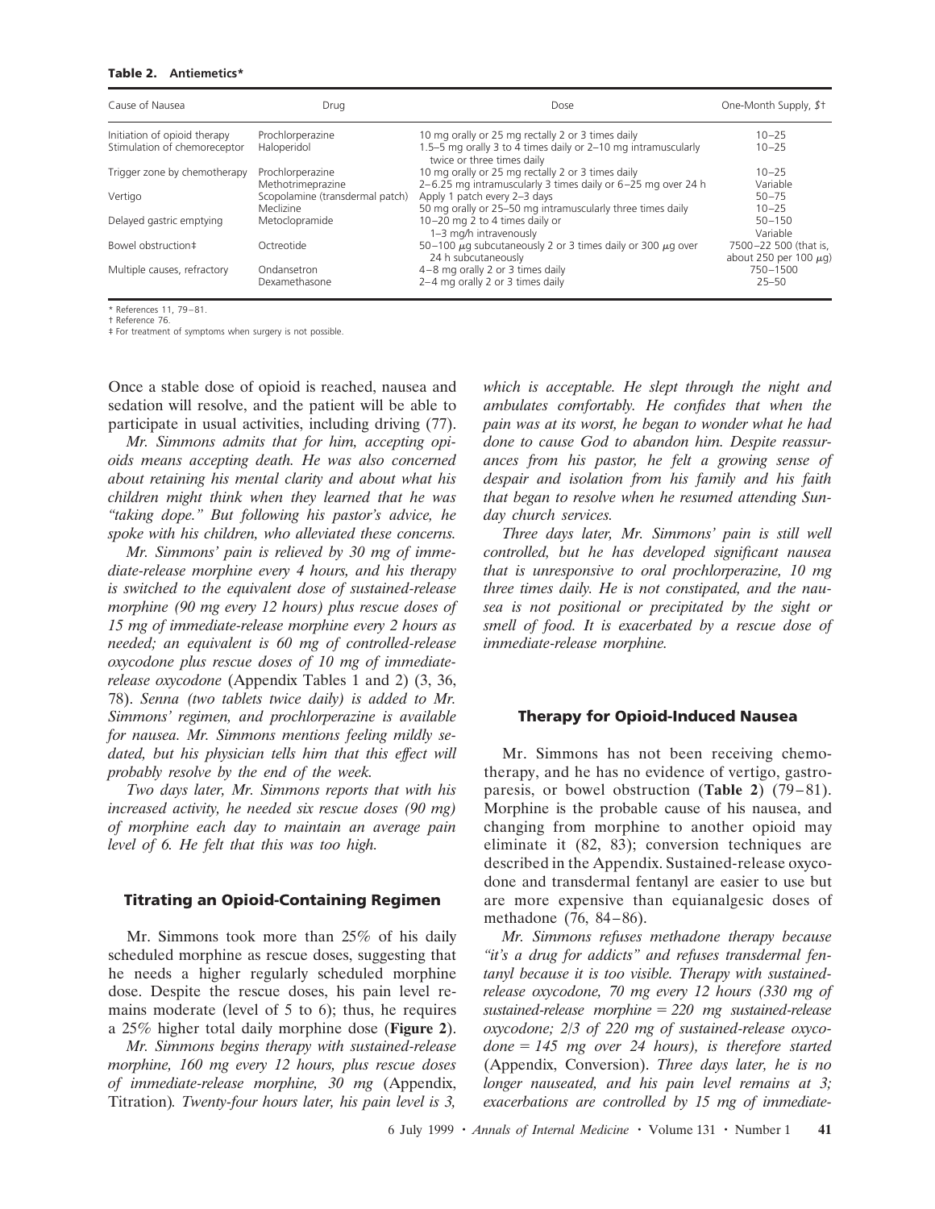**Table 2. Antiemetics***

| Cause of Nausea | Drug | Dose | One-Month Supply, $† |
|---|---|---|---|
| Initiation of opioid therapy | Prochlorperazine | 10 mg orally or 25 mg rectally 2 or 3 times daily | 10–25 |
| Stimulation of chemoreceptor | Haloperidol | 1.5–5 mg orally 3 to 4 times daily or 2–10 mg intramuscularly twice or three times daily | 10–25 |
| Trigger zone by chemotherapy | Prochlorperazine | 10 mg orally or 25 mg rectally 2 or 3 times daily | 10–25 |
| | Methotrimeprazine | 2–6.25 mg intramuscularly 3 times daily or 6–25 mg over 24 h | Variable |
| Vertigo | Scopolamine (transdermal patch) | Apply 1 patch every 2–3 days | 50–75 |
| | Meclizine | 50 mg orally or 25–50 mg intramuscularly three times daily | 10–25 |
| Delayed gastric emptying | Metoclopramide | 10–20 mg 2 to 4 times daily or | 50–150 |
| | | 1–3 mg/h intravenously | Variable |
| Bowel obstruction‡ | Octreotide | 50–100 μg subcutaneously 2 or 3 times daily or 300 μg over 24 h subcutaneously | 7500–22 500 (that is, about 250 per 100 μg) |
| Multiple causes, refractory | Ondansetron | 4–8 mg orally 2 or 3 times daily | 750–1500 |
| | Dexamethasone | 2–4 mg orally 2 or 3 times daily | 25–50 |

* References 11, 79–81.
† Reference 76.
‡ For treatment of symptoms when surgery is not possible.

Once a stable dose of opioid is reached, nausea and sedation will resolve, and the patient will be able to participate in usual activities, including driving (77).

*Mr. Simmons admits that for him, accepting opioids means accepting death. He was also concerned about retaining his mental clarity and about what his children might think when they learned that he was "taking dope." But following his pastor's advice, he spoke with his children, who alleviated these concerns.*

*Mr. Simmons' pain is relieved by 30 mg of immediate-release morphine every 4 hours, and his therapy is switched to the equivalent dose of sustained-release morphine (90 mg every 12 hours) plus rescue doses of 15 mg of immediate-release morphine every 2 hours as needed; an equivalent is 60 mg of controlled-release oxycodone plus rescue doses of 10 mg of immediate-release oxycodone* (Appendix Tables 1 and 2) (3, 36, 78). *Senna (two tablets twice daily) is added to Mr. Simmons' regimen, and prochlorperazine is available for nausea. Mr. Simmons mentions feeling mildly sedated, but his physician tells him that this effect will probably resolve by the end of the week.*

*Two days later, Mr. Simmons reports that with his increased activity, he needed six rescue doses (90 mg) of morphine each day to maintain an average pain level of 6. He felt that this was too high.*

## Titrating an Opioid-Containing Regimen

Mr. Simmons took more than 25% of his daily scheduled morphine as rescue doses, suggesting that he needs a higher regularly scheduled morphine dose. Despite the rescue doses, his pain level remains moderate (level of 5 to 6); thus, he requires a 25% higher total daily morphine dose (**Figure 2**).

*Mr. Simmons begins therapy with sustained-release morphine, 160 mg every 12 hours, plus rescue doses of immediate-release morphine, 30 mg* (Appendix, Titration)*. Twenty-four hours later, his pain level is 3, which is acceptable. He slept through the night and ambulates comfortably. He confides that when the pain was at its worst, he began to wonder what he had done to cause God to abandon him. Despite reassurances from his pastor, he felt a growing sense of despair and isolation from his family and his faith that began to resolve when he resumed attending Sunday church services.*

*Three days later, Mr. Simmons' pain is still well controlled, but he has developed significant nausea that is unresponsive to oral prochlorperazine, 10 mg three times daily. He is not constipated, and the nausea is not positional or precipitated by the sight or smell of food. It is exacerbated by a rescue dose of immediate-release morphine.*

## Therapy for Opioid-Induced Nausea

Mr. Simmons has not been receiving chemotherapy, and he has no evidence of vertigo, gastroparesis, or bowel obstruction (**Table 2**) (79–81). Morphine is the probable cause of his nausea, and changing from morphine to another opioid may eliminate it (82, 83); conversion techniques are described in the Appendix. Sustained-release oxycodone and transdermal fentanyl are easier to use but are more expensive than equianalgesic doses of methadone (76, 84–86).

*Mr. Simmons refuses methadone therapy because "it's a drug for addicts" and refuses transdermal fentanyl because it is too visible. Therapy with sustained-release oxycodone, 70 mg every 12 hours (330 mg of sustained-release morphine = 220 mg sustained-release oxycodone; 2/3 of 220 mg of sustained-release oxycodone = 145 mg over 24 hours), is therefore started* (Appendix, Conversion). *Three days later, he is no longer nauseated, and his pain level remains at 3; exacerbations are controlled by 15 mg of immediate-*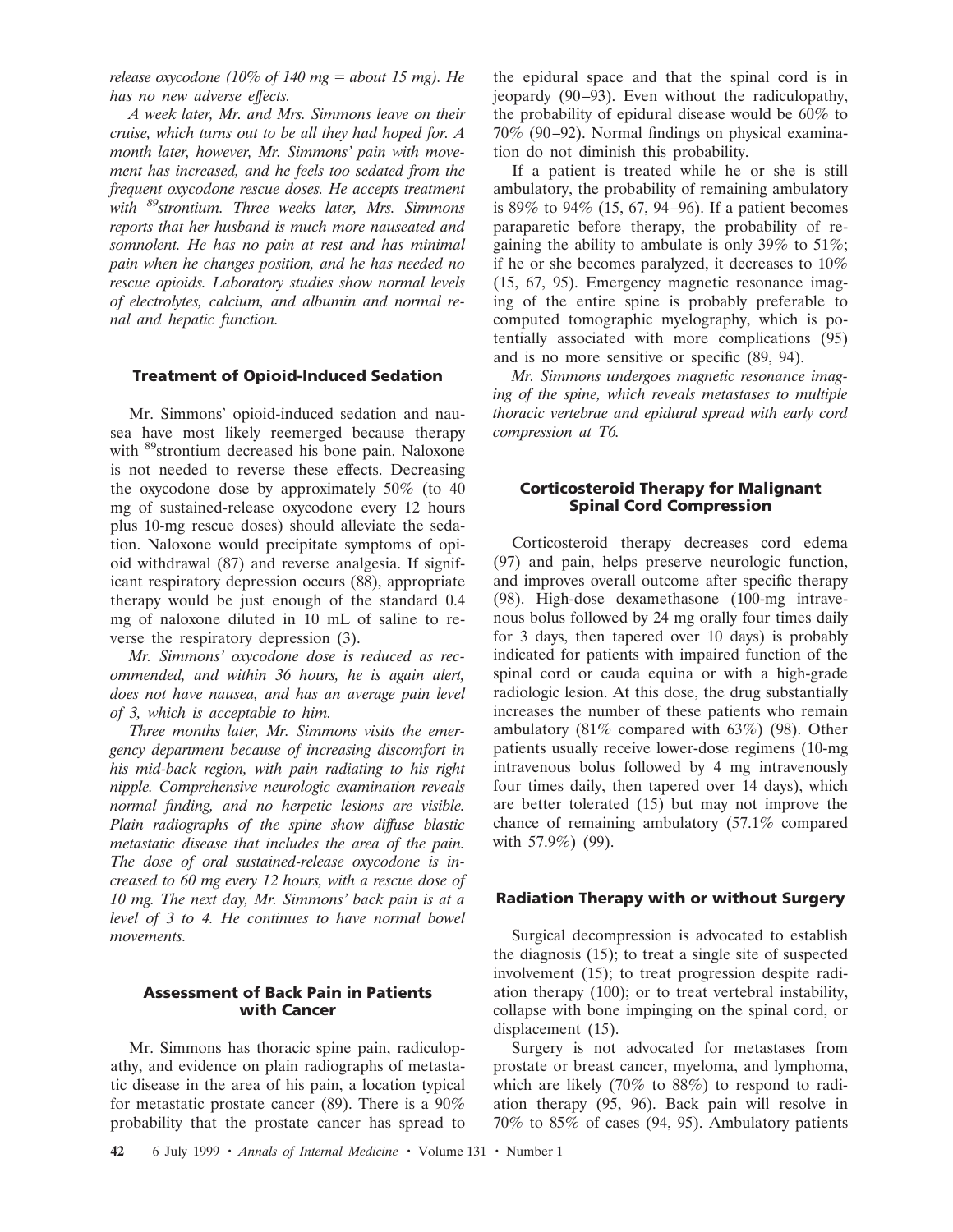*release oxycodone (10% of 140 mg = about 15 mg). He has no new adverse effects.*

*A week later, Mr. and Mrs. Simmons leave on their cruise, which turns out to be all they had hoped for. A month later, however, Mr. Simmons' pain with movement has increased, and he feels too sedated from the frequent oxycodone rescue doses. He accepts treatment with $^{89}$strontium. Three weeks later, Mrs. Simmons reports that her husband is much more nauseated and somnolent. He has no pain at rest and has minimal pain when he changes position, and he has needed no rescue opioids. Laboratory studies show normal levels of electrolytes, calcium, and albumin and normal renal and hepatic function.*

### Treatment of Opioid-Induced Sedation

Mr. Simmons' opioid-induced sedation and nausea have most likely reemerged because therapy with $^{89}$strontium decreased his bone pain. Naloxone is not needed to reverse these effects. Decreasing the oxycodone dose by approximately 50% (to 40 mg of sustained-release oxycodone every 12 hours plus 10-mg rescue doses) should alleviate the sedation. Naloxone would precipitate symptoms of opioid withdrawal (87) and reverse analgesia. If significant respiratory depression occurs (88), appropriate therapy would be just enough of the standard 0.4 mg of naloxone diluted in 10 mL of saline to reverse the respiratory depression (3).

*Mr. Simmons' oxycodone dose is reduced as recommended, and within 36 hours, he is again alert, does not have nausea, and has an average pain level of 3, which is acceptable to him.*

*Three months later, Mr. Simmons visits the emergency department because of increasing discomfort in his mid-back region, with pain radiating to his right nipple. Comprehensive neurologic examination reveals normal finding, and no herpetic lesions are visible. Plain radiographs of the spine show diffuse blastic metastatic disease that includes the area of the pain. The dose of oral sustained-release oxycodone is increased to 60 mg every 12 hours, with a rescue dose of 10 mg. The next day, Mr. Simmons' back pain is at a level of 3 to 4. He continues to have normal bowel movements.*

### Assessment of Back Pain in Patients with Cancer

Mr. Simmons has thoracic spine pain, radiculopathy, and evidence on plain radiographs of metastatic disease in the area of his pain, a location typical for metastatic prostate cancer (89). There is a 90% probability that the prostate cancer has spread to the epidural space and that the spinal cord is in jeopardy (90–93). Even without the radiculopathy, the probability of epidural disease would be 60% to 70% (90–92). Normal findings on physical examination do not diminish this probability.

If a patient is treated while he or she is still ambulatory, the probability of remaining ambulatory is 89% to 94% (15, 67, 94–96). If a patient becomes paraparetic before therapy, the probability of regaining the ability to ambulate is only 39% to 51%; if he or she becomes paralyzed, it decreases to 10% (15, 67, 95). Emergency magnetic resonance imaging of the entire spine is probably preferable to computed tomographic myelography, which is potentially associated with more complications (95) and is no more sensitive or specific (89, 94).

*Mr. Simmons undergoes magnetic resonance imaging of the spine, which reveals metastases to multiple thoracic vertebrae and epidural spread with early cord compression at T6.*

### Corticosteroid Therapy for Malignant Spinal Cord Compression

Corticosteroid therapy decreases cord edema (97) and pain, helps preserve neurologic function, and improves overall outcome after specific therapy (98). High-dose dexamethasone (100-mg intravenous bolus followed by 24 mg orally four times daily for 3 days, then tapered over 10 days) is probably indicated for patients with impaired function of the spinal cord or cauda equina or with a high-grade radiologic lesion. At this dose, the drug substantially increases the number of these patients who remain ambulatory (81% compared with 63%) (98). Other patients usually receive lower-dose regimens (10-mg intravenous bolus followed by 4 mg intravenously four times daily, then tapered over 14 days), which are better tolerated (15) but may not improve the chance of remaining ambulatory (57.1% compared with 57.9%) (99).

### Radiation Therapy with or without Surgery

Surgical decompression is advocated to establish the diagnosis (15); to treat a single site of suspected involvement (15); to treat progression despite radiation therapy (100); or to treat vertebral instability, collapse with bone impinging on the spinal cord, or displacement (15).

Surgery is not advocated for metastases from prostate or breast cancer, myeloma, and lymphoma, which are likely (70% to 88%) to respond to radiation therapy (95, 96). Back pain will resolve in 70% to 85% of cases (94, 95). Ambulatory patients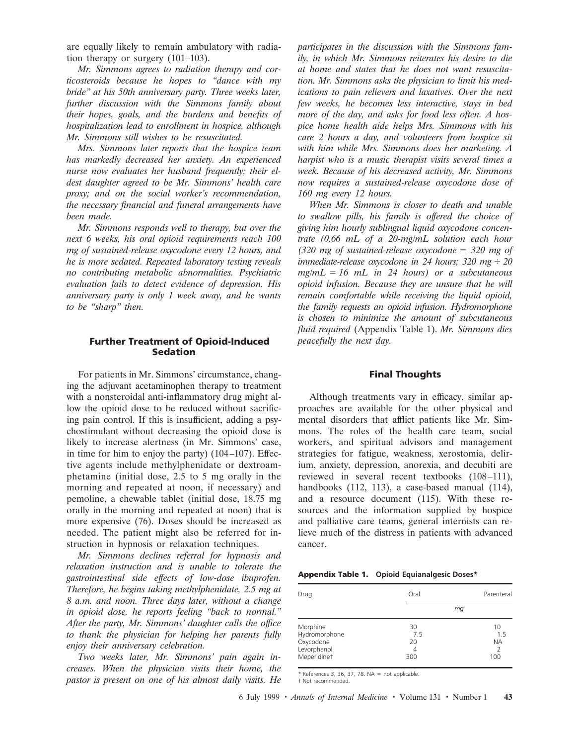are equally likely to remain ambulatory with radiation therapy or surgery (101–103).

*Mr. Simmons agrees to radiation therapy and corticosteroids because he hopes to "dance with my bride" at his 50th anniversary party. Three weeks later, further discussion with the Simmons family about their hopes, goals, and the burdens and benefits of hospitalization lead to enrollment in hospice, although Mr. Simmons still wishes to be resuscitated.*

*Mrs. Simmons later reports that the hospice team has markedly decreased her anxiety. An experienced nurse now evaluates her husband frequently; their eldest daughter agreed to be Mr. Simmons' health care proxy; and on the social worker's recommendation, the necessary financial and funeral arrangements have been made.*

*Mr. Simmons responds well to therapy, but over the next 6 weeks, his oral opioid requirements reach 100 mg of sustained-release oxycodone every 12 hours, and he is more sedated. Repeated laboratory testing reveals no contributing metabolic abnormalities. Psychiatric evaluation fails to detect evidence of depression. His anniversary party is only 1 week away, and he wants to be "sharp" then.*

## Further Treatment of Opioid-Induced Sedation

For patients in Mr. Simmons' circumstance, changing the adjuvant acetaminophen therapy to treatment with a nonsteroidal anti-inflammatory drug might allow the opioid dose to be reduced without sacrificing pain control. If this is insufficient, adding a psychostimulant without decreasing the opioid dose is likely to increase alertness (in Mr. Simmons' case, in time for him to enjoy the party) (104–107). Effective agents include methylphenidate or dextroamphetamine (initial dose, 2.5 to 5 mg orally in the morning and repeated at noon, if necessary) and pemoline, a chewable tablet (initial dose, 18.75 mg orally in the morning and repeated at noon) that is more expensive (76). Doses should be increased as needed. The patient might also be referred for instruction in hypnosis or relaxation techniques.

*Mr. Simmons declines referral for hypnosis and relaxation instruction and is unable to tolerate the gastrointestinal side effects of low-dose ibuprofen. Therefore, he begins taking methylphenidate, 2.5 mg at 8 a.m. and noon. Three days later, without a change in opioid dose, he reports feeling "back to normal." After the party, Mr. Simmons' daughter calls the office to thank the physician for helping her parents fully enjoy their anniversary celebration.*

*Two weeks later, Mr. Simmons' pain again increases. When the physician visits their home, the pastor is present on one of his almost daily visits. He participates in the discussion with the Simmons family, in which Mr. Simmons reiterates his desire to die at home and states that he does not want resuscitation. Mr. Simmons asks the physician to limit his medications to pain relievers and laxatives. Over the next few weeks, he becomes less interactive, stays in bed more of the day, and asks for food less often. A hospice home health aide helps Mrs. Simmons with his care 2 hours a day, and volunteers from hospice sit with him while Mrs. Simmons does her marketing. A harpist who is a music therapist visits several times a week. Because of his decreased activity, Mr. Simmons now requires a sustained-release oxycodone dose of 160 mg every 12 hours.*

*When Mr. Simmons is closer to death and unable to swallow pills, his family is offered the choice of giving him hourly sublingual liquid oxycodone concentrate (0.66 mL of a 20-mg/mL solution each hour (320 mg of sustained-release oxycodone = 320 mg of immediate-release oxycodone in 24 hours; 320 mg ÷ 20 mg/mL = 16 mL in 24 hours) or a subcutaneous opioid infusion. Because they are unsure that he will remain comfortable while receiving the liquid opioid, the family requests an opioid infusion. Hydromorphone is chosen to minimize the amount of subcutaneous fluid required* (Appendix Table 1). *Mr. Simmons dies peacefully the next day.*

## Final Thoughts

Although treatments vary in efficacy, similar approaches are available for the other physical and mental disorders that afflict patients like Mr. Simmons. The roles of the health care team, social workers, and spiritual advisors and management strategies for fatigue, weakness, xerostomia, delirium, anxiety, depression, anorexia, and decubiti are reviewed in several recent textbooks (108–111), handbooks (112, 113), a case-based manual (114), and a resource document (115). With these resources and the information supplied by hospice and palliative care teams, general internists can relieve much of the distress in patients with advanced cancer.

**Appendix Table 1.** Opioid Equianalgesic Doses*

| Drug | Oral | Parenteral |
|---|---|---|
| | *mg* | |
| Morphine | 30 | 10 |
| Hydromorphone | 7.5 | 1.5 |
| Oxycodone | 20 | NA |
| Levorphanol | 4 | 2 |
| Meperidine† | 300 | 100 |

\* References 3, 36, 37, 78. NA = not applicable.
† Not recommended.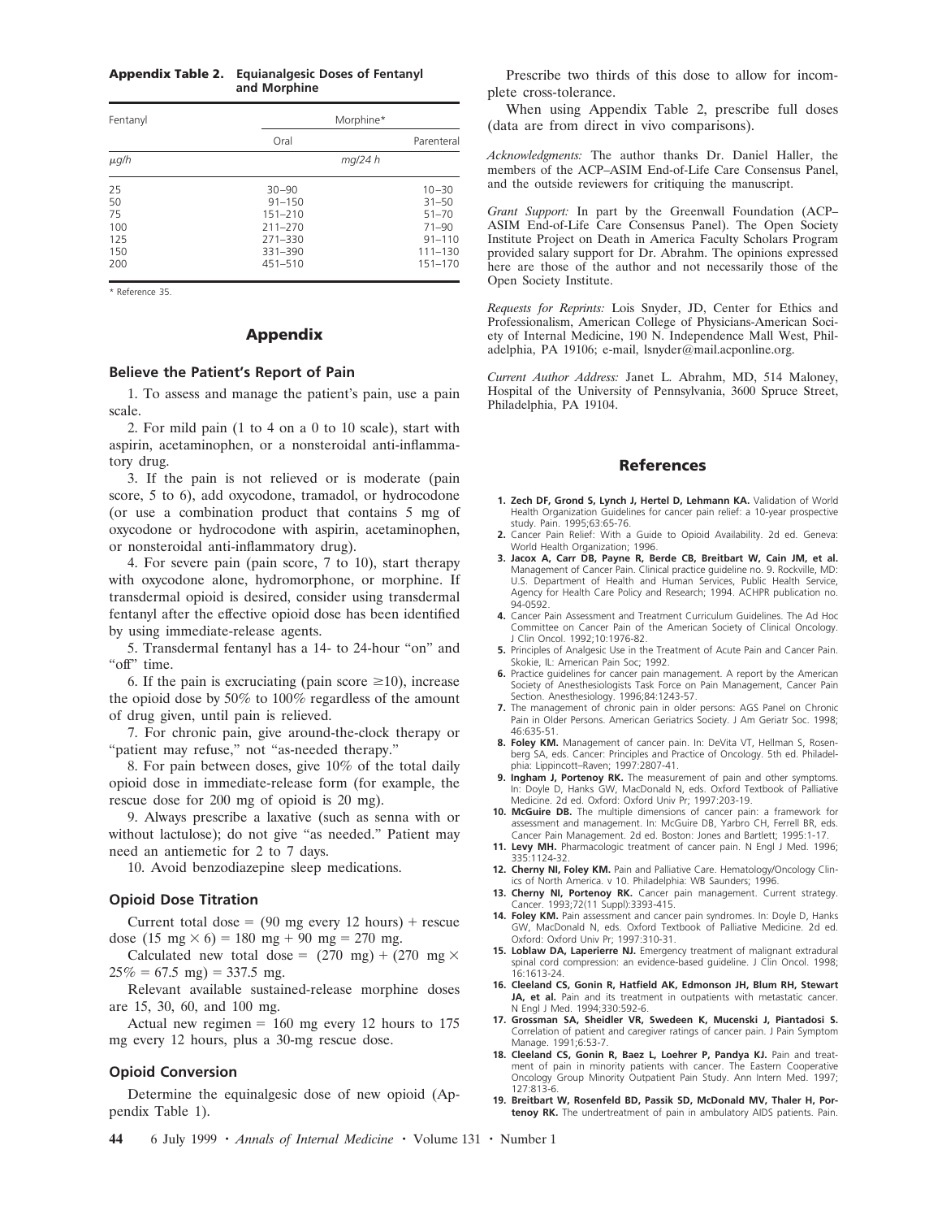**Appendix Table 2.** Equianalgesic Doses of Fentanyl and Morphine

| Fentanyl | Morphine* | |
|---|---|---|
| | Oral | Parenteral |
| *μg/h* | *mg/24 h* | |
| 25 | 30–90 | 10–30 |
| 50 | 91–150 | 31–50 |
| 75 | 151–210 | 51–70 |
| 100 | 211–270 | 71–90 |
| 125 | 271–330 | 91–110 |
| 150 | 331–390 | 111–130 |
| 200 | 451–510 | 151–170 |

\* Reference 35.

## Appendix

### Believe the Patient's Report of Pain

1. To assess and manage the patient's pain, use a pain scale.

2. For mild pain (1 to 4 on a 0 to 10 scale), start with aspirin, acetaminophen, or a nonsteroidal anti-inflammatory drug.

3. If the pain is not relieved or is moderate (pain score, 5 to 6), add oxycodone, tramadol, or hydrocodone (or use a combination product that contains 5 mg of oxycodone or hydrocodone with aspirin, acetaminophen, or nonsteroidal anti-inflammatory drug).

4. For severe pain (pain score, 7 to 10), start therapy with oxycodone alone, hydromorphone, or morphine. If transdermal opioid is desired, consider using transdermal fentanyl after the effective opioid dose has been identified by using immediate-release agents.

5. Transdermal fentanyl has a 14- to 24-hour "on" and "off" time.

6. If the pain is excruciating (pain score ≥10), increase the opioid dose by 50% to 100% regardless of the amount of drug given, until pain is relieved.

7. For chronic pain, give around-the-clock therapy or "patient may refuse," not "as-needed therapy."

8. For pain between doses, give 10% of the total daily opioid dose in immediate-release form (for example, the rescue dose for 200 mg of opioid is 20 mg).

9. Always prescribe a laxative (such as senna with or without lactulose); do not give "as needed." Patient may need an antiemetic for 2 to 7 days.

10. Avoid benzodiazepine sleep medications.

### Opioid Dose Titration

Current total dose = (90 mg every 12 hours) + rescue dose (15 mg × 6) = 180 mg + 90 mg = 270 mg.

Calculated new total dose = (270 mg) + (270 mg × 25% = 67.5 mg) = 337.5 mg.

Relevant available sustained-release morphine doses are 15, 30, 60, and 100 mg.

Actual new regimen = 160 mg every 12 hours to 175 mg every 12 hours, plus a 30-mg rescue dose.

### Opioid Conversion

Determine the equinalgesic dose of new opioid (Appendix Table 1).

Prescribe two thirds of this dose to allow for incomplete cross-tolerance.

When using Appendix Table 2, prescribe full doses (data are from direct in vivo comparisons).

*Acknowledgments:* The author thanks Dr. Daniel Haller, the members of the ACP–ASIM End-of-Life Care Consensus Panel, and the outside reviewers for critiquing the manuscript.

*Grant Support:* In part by the Greenwall Foundation (ACP–ASIM End-of-Life Care Consensus Panel). The Open Society Institute Project on Death in America Faculty Scholars Program provided salary support for Dr. Abrahm. The opinions expressed here are those of the author and not necessarily those of the Open Society Institute.

*Requests for Reprints:* Lois Snyder, JD, Center for Ethics and Professionalism, American College of Physicians-American Society of Internal Medicine, 190 N. Independence Mall West, Philadelphia, PA 19106; e-mail, lsnyder@mail.acponline.org.

*Current Author Address:* Janet L. Abrahm, MD, 514 Maloney, Hospital of the University of Pennsylvania, 3600 Spruce Street, Philadelphia, PA 19104.

## References

1. **Zech DF, Grond S, Lynch J, Hertel D, Lehmann KA.** Validation of World Health Organization Guidelines for cancer pain relief: a 10-year prospective study. Pain. 1995;63:65-76.
2. Cancer Pain Relief: With a Guide to Opioid Availability. 2d ed. Geneva: World Health Organization; 1996.
3. **Jacox A, Carr DB, Payne R, Berde CB, Breitbart W, Cain JM, et al.** Management of Cancer Pain. Clinical practice guideline no. 9. Rockville, MD: U.S. Department of Health and Human Services, Public Health Service, Agency for Health Care Policy and Research; 1994. ACHPR publication no. 94-0592.
4. Cancer Pain Assessment and Treatment Curriculum Guidelines. The Ad Hoc Committee on Cancer Pain of the American Society of Clinical Oncology. J Clin Oncol. 1992;10:1976-82.
5. Principles of Analgesic Use in the Treatment of Acute Pain and Cancer Pain. Skokie, IL: American Pain Soc; 1992.
6. Practice guidelines for cancer pain management. A report by the American Society of Anesthesiologists Task Force on Pain Management, Cancer Pain Section. Anesthesiology. 1996;84:1243-57.
7. The management of chronic pain in older persons: AGS Panel on Chronic Pain in Older Persons. American Geriatrics Society. J Am Geriatr Soc. 1998; 46:635-51.
8. **Foley KM.** Management of cancer pain. In: DeVita VT, Hellman S, Rosenberg SA, eds. Cancer: Principles and Practice of Oncology. 5th ed. Philadelphia: Lippincott–Raven; 1997:2807-41.
9. **Ingham J, Portenoy RK.** The measurement of pain and other symptoms. In: Doyle D, Hanks GW, MacDonald N, eds. Oxford Textbook of Palliative Medicine. 2d ed. Oxford: Oxford Univ Pr; 1997:203-19.
10. **McGuire DB.** The multiple dimensions of cancer pain: a framework for assessment and management. In: McGuire DB, Yarbro CH, Ferrell BR, eds. Cancer Pain Management. 2d ed. Boston: Jones and Bartlett; 1995:1-17.
11. **Levy MH.** Pharmacologic treatment of cancer pain. N Engl J Med. 1996; 335:1124-32.
12. **Cherny NI, Foley KM.** Pain and Palliative Care. Hematology/Oncology Clinics of North America. v 10. Philadelphia: WB Saunders; 1996.
13. **Cherny NI, Portenoy RK.** Cancer pain management. Current strategy. Cancer. 1993;72(11 Suppl):3393-415.
14. **Foley KM.** Pain assessment and cancer pain syndromes. In: Doyle D, Hanks GW, MacDonald N, eds. Oxford Textbook of Palliative Medicine. 2d ed. Oxford: Oxford Univ Pr; 1997:310-31.
15. **Loblaw DA, Laperierre NJ.** Emergency treatment of malignant extradural spinal cord compression: an evidence-based guideline. J Clin Oncol. 1998; 16:1613-24.
16. **Cleeland CS, Gonin R, Hatfield AK, Edmonson JH, Blum RH, Stewart JA, et al.** Pain and its treatment in outpatients with metastatic cancer. N Engl J Med. 1994;330:592-6.
17. **Grossman SA, Sheidler VR, Swedeen K, Mucenski J, Piantadosi S.** Correlation of patient and caregiver ratings of cancer pain. J Pain Symptom Manage. 1991;6:53-7.
18. **Cleeland CS, Gonin R, Baez L, Loehrer P, Pandya KJ.** Pain and treatment of pain in minority patients with cancer. The Eastern Cooperative Oncology Group Minority Outpatient Pain Study. Ann Intern Med. 1997; 127:813-6.
19. **Breitbart W, Rosenfeld BD, Passik SD, McDonald MV, Thaler H, Portenoy RK.** The undertreatment of pain in ambulatory AIDS patients. Pain.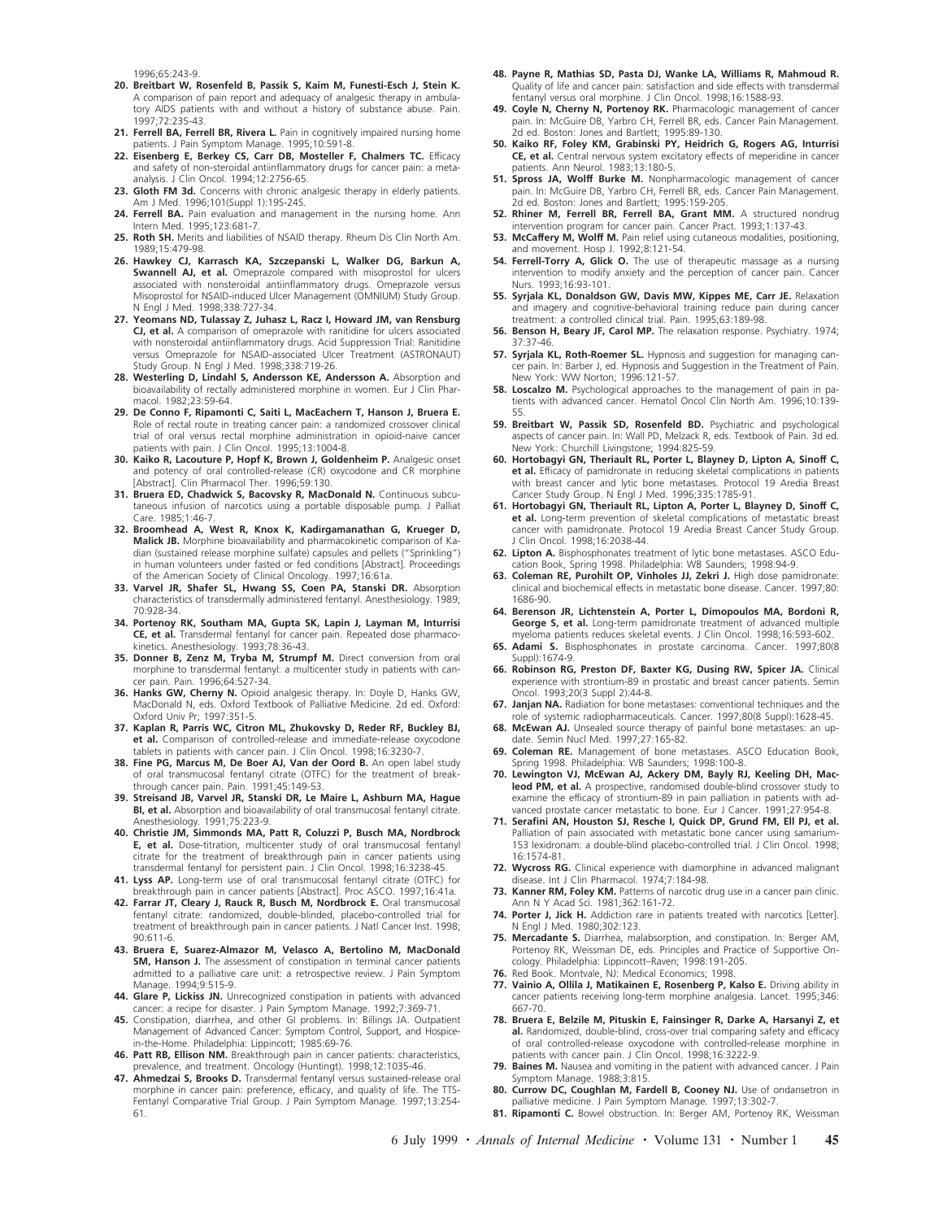1996;65:243-9.

20. **Breitbart W, Rosenfeld B, Passik S, Kaim M, Funesti-Esch J, Stein K.** A comparison of pain report and adequacy of analgesic therapy in ambulatory AIDS patients with and without a history of substance abuse. Pain. 1997;72:235-43.
21. **Ferrell BA, Ferrell BR, Rivera L.** Pain in cognitively impaired nursing home patients. J Pain Symptom Manage. 1995;10:591-8.
22. **Eisenberg E, Berkey CS, Carr DB, Mosteller F, Chalmers TC.** Efficacy and safety of non-steroidal antiinflammatory drugs for cancer pain: a meta-analysis. J Clin Oncol. 1994;12:2756-65.
23. **Gloth FM 3d.** Concerns with chronic analgesic therapy in elderly patients. Am J Med. 1996;101(Suppl 1):19S-24S.
24. **Ferrell BA.** Pain evaluation and management in the nursing home. Ann Intern Med. 1995;123:681-7.
25. **Roth SH.** Merits and liabilities of NSAID therapy. Rheum Dis Clin North Am. 1989;15:479-98.
26. **Hawkey CJ, Karrasch KA, Szczepanski L, Walker DG, Barkun A, Swannell AJ, et al.** Omeprazole compared with misoprostol for ulcers associated with nonsteroidal antiinflammatory drugs. Omeprazole versus Misoprostol for NSAID-induced Ulcer Management (OMNIUM) Study Group. N Engl J Med. 1998;338:727-34.
27. **Yeomans ND, Tulassay Z, Juhasz L, Racz I, Howard JM, van Rensburg CJ, et al.** A comparison of omeprazole with ranitidine for ulcers associated with nonsteroidal antiinflammatory drugs. Acid Suppression Trial: Ranitidine versus Omeprazole for NSAID-associated Ulcer Treatment (ASTRONAUT) Study Group. N Engl J Med. 1998;338:719-26.
28. **Westerling D, Lindahl S, Andersson KE, Andersson A.** Absorption and bioavailability of rectally administered morphine in women. Eur J Clin Pharmacol. 1982;23:59-64.
29. **De Conno F, Ripamonti C, Saiti L, MacEachern T, Hanson J, Bruera E.** Role of rectal route in treating cancer pain: a randomized crossover clinical trial of oral versus rectal morphine administration in opioid-naive cancer patients with pain. J Clin Oncol. 1995;13:1004-8.
30. **Kaiko R, Lacouture P, Hopf K, Brown J, Goldenheim P.** Analgesic onset and potency of oral controlled-release (CR) oxycodone and CR morphine [Abstract]. Clin Pharmacol Ther. 1996;59:130.
31. **Bruera ED, Chadwick S, Bacovsky R, MacDonald N.** Continuous subcutaneous infusion of narcotics using a portable disposable pump. J Palliat Care. 1985;1:46-7.
32. **Broomhead A, West R, Knox K, Kadirgamanathan G, Krueger D, Malick JB.** Morphine bioavailability and pharmacokinetic comparison of Kadian (sustained release morphine sulfate) capsules and pellets ("Sprinkling") in human volunteers under fasted or fed conditions [Abstract]. Proceedings of the American Society of Clinical Oncology. 1997;16:61a.
33. **Varvel JR, Shafer SL, Hwang SS, Coen PA, Stanski DR.** Absorption characteristics of transdermally administered fentanyl. Anesthesiology. 1989;70:928-34.
34. **Portenoy RK, Southam MA, Gupta SK, Lapin J, Layman M, Inturrisi CE, et al.** Transdermal fentanyl for cancer pain. Repeated dose pharmacokinetics. Anesthesiology. 1993;78:36-43.
35. **Donner B, Zenz M, Tryba M, Strumpf M.** Direct conversion from oral morphine to transdermal fentanyl: a multicenter study in patients with cancer pain. Pain. 1996;64:527-34.
36. **Hanks GW, Cherny N.** Opioid analgesic therapy. In: Doyle D, Hanks GW, MacDonald N, eds. Oxford Textbook of Palliative Medicine. 2d ed. Oxford: Oxford Univ Pr; 1997:351-5.
37. **Kaplan R, Parris WC, Citron ML, Zhukovsky D, Reder RF, Buckley BJ, et al.** Comparison of controlled-release and immediate-release oxycodone tablets in patients with cancer pain. J Clin Oncol. 1998;16:3230-7.
38. **Fine PG, Marcus M, De Boer AJ, Van der Oord B.** An open label study of oral transmucosal fentanyl citrate (OTFC) for the treatment of breakthrough cancer pain. Pain. 1991;45:149-53.
39. **Streisand JB, Varvel JR, Stanski DR, Le Maire L, Ashburn MA, Hague BI, et al.** Absorption and bioavailability of oral transmucosal fentanyl citrate. Anesthesiology. 1991;75:223-9.
40. **Christie JM, Simmonds MA, Patt R, Coluzzi P, Busch MA, Nordbrock E, et al.** Dose-titration, multicenter study of oral transmucosal fentanyl citrate for the treatment of breakthrough pain in cancer patients using transdermal fentanyl for persistent pain. J Clin Oncol. 1998;16:3238-45.
41. **Lyss AP.** Long-term use of oral transmucosal fentanyl citrate (OTFC) for breakthrough pain in cancer patients [Abstract]. Proc ASCO. 1997;16:41a.
42. **Farrar JT, Cleary J, Rauck R, Busch M, Nordbrock E.** Oral transmucosal fentanyl citrate: randomized, double-blinded, placebo-controlled trial for treatment of breakthrough pain in cancer patients. J Natl Cancer Inst. 1998;90:611-6.
43. **Bruera E, Suarez-Almazor M, Velasco A, Bertolino M, MacDonald SM, Hanson J.** The assessment of constipation in terminal cancer patients admitted to a palliative care unit: a retrospective review. J Pain Symptom Manage. 1994;9:515-9.
44. **Glare P, Lickiss JN.** Unrecognized constipation in patients with advanced cancer: a recipe for disaster. J Pain Symptom Manage. 1992;7:369-71.
45. Constipation, diarrhea, and other GI problems. In: Billings JA. Outpatient Management of Advanced Cancer: Symptom Control, Support, and Hospice-in-the-Home. Philadelphia: Lippincott; 1985:69-76.
46. **Patt RB, Ellison NM.** Breakthrough pain in cancer patients: characteristics, prevalence, and treatment. Oncology (Huntingt). 1998;12:1035-46.
47. **Ahmedzai S, Brooks D.** Transdermal fentanyl versus sustained-release oral morphine in cancer pain: preference, efficacy, and quality of life. The TTS-Fentanyl Comparative Trial Group. J Pain Symptom Manage. 1997;13:254-61.
48. **Payne R, Mathias SD, Pasta DJ, Wanke LA, Williams R, Mahmoud R.** Quality of life and cancer pain: satisfaction and side effects with transdermal fentanyl versus oral morphine. J Clin Oncol. 1998;16:1588-93.
49. **Coyle N, Cherny N, Portenoy RK.** Pharmacologic management of cancer pain. In: McGuire DB, Yarbro CH, Ferrell BR, eds. Cancer Pain Management. 2d ed. Boston: Jones and Bartlett; 1995:89-130.
50. **Kaiko RF, Foley KM, Grabinski PY, Heidrich G, Rogers AG, Inturrisi CE, et al.** Central nervous system excitatory effects of meperidine in cancer patients. Ann Neurol. 1983;13:180-5.
51. **Spross JA, Wolff Burke M.** Nonpharmacologic management of cancer pain. In: McGuire DB, Yarbro CH, Ferrell BR, eds. Cancer Pain Management. 2d ed. Boston: Jones and Bartlett; 1995:159-205.
52. **Rhiner M, Ferrell BR, Ferrell BA, Grant MM.** A structured nondrug intervention program for cancer pain. Cancer Pract. 1993;1:137-43.
53. **McCaffery M, Wolff M.** Pain relief using cutaneous modalities, positioning, and movement. Hosp J. 1992;8:121-54.
54. **Ferrell-Torry A, Glick O.** The use of therapeutic massage as a nursing intervention to modify anxiety and the perception of cancer pain. Cancer Nurs. 1993;16:93-101.
55. **Syrjala KL, Donaldson GW, Davis MW, Kippes ME, Carr JE.** Relaxation and imagery and cognitive-behavioral training reduce pain during cancer treatment: a controlled clinical trial. Pain. 1995;63:189-98.
56. **Benson H, Beary JF, Carol MP.** The relaxation response. Psychiatry. 1974;37:37-46.
57. **Syrjala KL, Roth-Roemer SL.** Hypnosis and suggestion for managing cancer pain. In: Barber J, ed. Hypnosis and Suggestion in the Treatment of Pain. New York: WW Norton; 1996:121-57.
58. **Loscalzo M.** Psychological approaches to the management of pain in patients with advanced cancer. Hematol Oncol Clin North Am. 1996;10:139-55.
59. **Breitbart W, Passik SD, Rosenfeld BD.** Psychiatric and psychological aspects of cancer pain. In: Wall PD, Melzack R, eds. Textbook of Pain. 3d ed. New York: Churchill Livingstone; 1994:825-59.
60. **Hortobagyi GN, Theriault RL, Porter L, Blayney D, Lipton A, Sinoff C, et al.** Efficacy of pamidronate in reducing skeletal complications in patients with breast cancer and lytic bone metastases. Protocol 19 Aredia Breast Cancer Study Group. N Engl J Med. 1996;335:1785-91.
61. **Hortobagyi GN, Theriault RL, Lipton A, Porter L, Blayney D, Sinoff C, et al.** Long-term prevention of skeletal complications of metastatic breast cancer with pamidronate. Protocol 19 Aredia Breast Cancer Study Group. J Clin Oncol. 1998;16:2038-44.
62. **Lipton A.** Bisphosphonates treatment of lytic bone metastases. ASCO Education Book, Spring 1998. Philadelphia: WB Saunders; 1998:94-9.
63. **Coleman RE, Purohit OP, Vinholes JJ, Zekri J.** High dose pamidronate: clinical and biochemical effects in metastatic bone disease. Cancer. 1997;80:1686-90.
64. **Berenson JR, Lichtenstein A, Porter L, Dimopoulos MA, Bordoni R, George S, et al.** Long-term pamidronate treatment of advanced multiple myeloma patients reduces skeletal events. J Clin Oncol. 1998;16:593-602.
65. **Adami S.** Bisphosphonates in prostate carcinoma. Cancer. 1997;80(8 Suppl):1674-9.
66. **Robinson RG, Preston DF, Baxter KG, Dusing RW, Spicer JA.** Clinical experience with strontium-89 in prostatic and breast cancer patients. Semin Oncol. 1993;20(3 Suppl 2):44-8.
67. **Janjan NA.** Radiation for bone metastases: conventional techniques and the role of systemic radiopharmaceuticals. Cancer. 1997;80(8 Suppl):1628-45.
68. **McEwan AJ.** Unsealed source therapy of painful bone metastases: an update. Semin Nucl Med. 1997;27:165-82.
69. **Coleman RE.** Management of bone metastases. ASCO Education Book, Spring 1998. Philadelphia: WB Saunders; 1998:100-8.
70. **Lewington VJ, McEwan AJ, Ackery DM, Bayly RJ, Keeling DH, Macleod PM, et al.** A prospective, randomised double-blind crossover study to examine the efficacy of strontium-89 in pain palliation in patients with advanced prostate cancer metastatic to bone. Eur J Cancer. 1991;27:954-8.
71. **Serafini AN, Houston SJ, Resche I, Quick DP, Grund FM, Ell PJ, et al.** Palliation of pain associated with metastatic bone cancer using samarium-153 lexidronam: a double-blind placebo-controlled trial. J Clin Oncol. 1998;16:1574-81.
72. **Wycross RG.** Clinical experience with diamorphine in advanced malignant disease. Int J Clin Pharmacol. 1974;7:184-98.
73. **Kanner RM, Foley KM.** Patterns of narcotic drug use in a cancer pain clinic. Ann N Y Acad Sci. 1981;362:161-72.
74. **Porter J, Jick H.** Addiction rare in patients treated with narcotics [Letter]. N Engl J Med. 1980;302:123.
75. **Mercadante S.** Diarrhea, malabsorption, and constipation. In: Berger AM, Portenoy RK, Weissman DE, eds. Principles and Practice of Supportive Oncology. Philadelphia: Lippincott–Raven; 1998:191-205.
76. Red Book. Montvale, NJ: Medical Economics; 1998.
77. **Vainio A, Ollila J, Matikainen E, Rosenberg P, Kalso E.** Driving ability in cancer patients receiving long-term morphine analgesia. Lancet. 1995;346:667-70.
78. **Bruera E, Belzile M, Pituskin E, Fainsinger R, Darke A, Harsanyi Z, et al.** Randomized, double-blind, cross-over trial comparing safety and efficacy of oral controlled-release oxycodone with controlled-release morphine in patients with cancer pain. J Clin Oncol. 1998;16:3222-9.
79. **Baines M.** Nausea and vomiting in the patient with advanced cancer. J Pain Symptom Manage. 1988;3:81-5.
80. **Currow DC, Coughlan M, Fardell B, Cooney NJ.** Use of ondansetron in palliative medicine. J Pain Symptom Manage. 1997;13:302-7.
81. **Ripamonti C.** Bowel obstruction. In: Berger AM, Portenoy RK, Weissman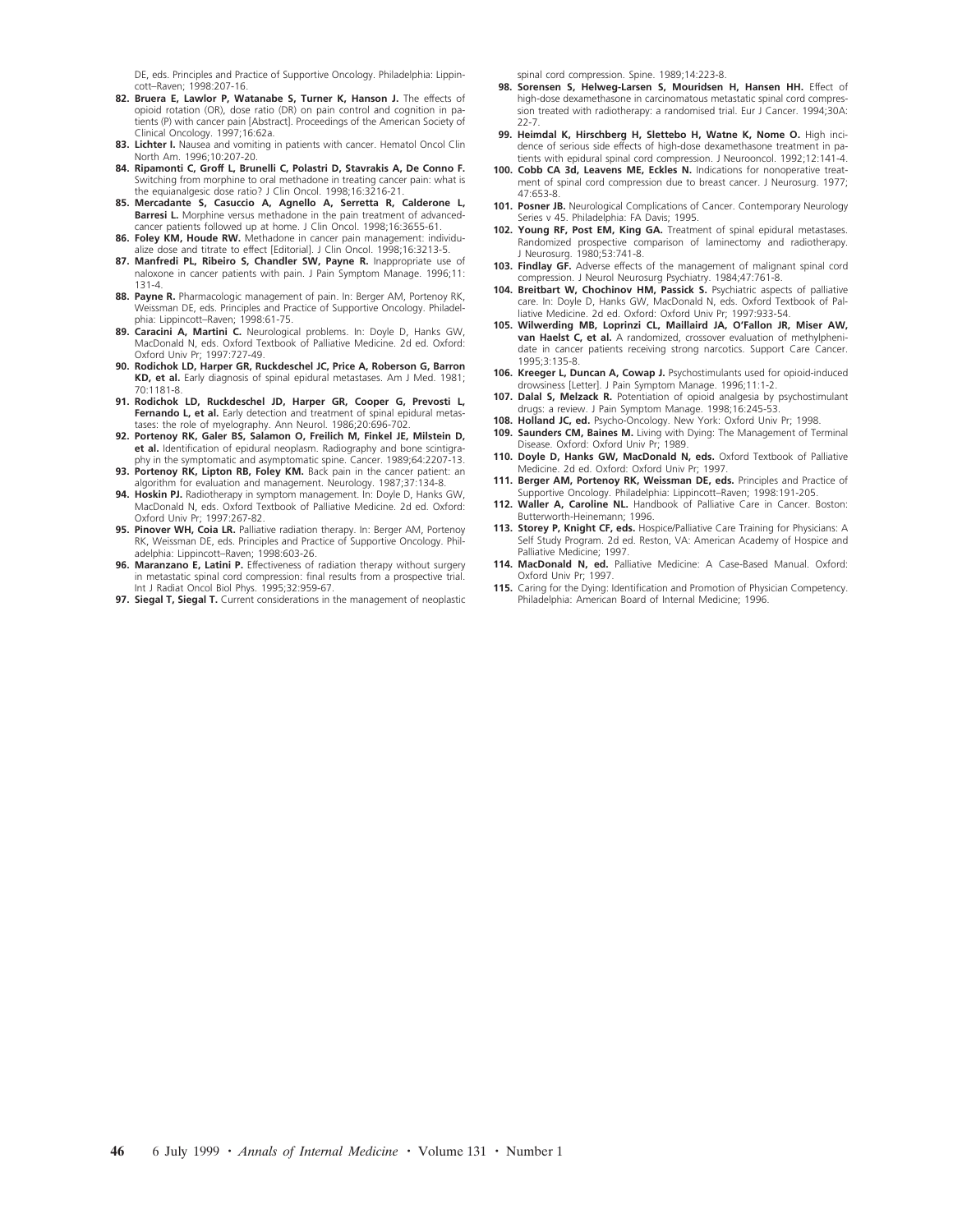DE, eds. Principles and Practice of Supportive Oncology. Philadelphia: Lippincott–Raven; 1998:207-16.

82. **Bruera E, Lawlor P, Watanabe S, Turner K, Hanson J.** The effects of opioid rotation (OR), dose ratio (DR) on pain control and cognition in patients (P) with cancer pain [Abstract]. Proceedings of the American Society of Clinical Oncology. 1997;16:62a.
83. **Lichter I.** Nausea and vomiting in patients with cancer. Hematol Oncol Clin North Am. 1996;10:207-20.
84. **Ripamonti C, Groff L, Brunelli C, Polastri D, Stavrakis A, De Conno F.** Switching from morphine to oral methadone in treating cancer pain: what is the equianalgesic dose ratio? J Clin Oncol. 1998;16:3216-21.
85. **Mercadante S, Casuccio A, Agnello A, Serretta R, Calderone L, Barresi L.** Morphine versus methadone in the pain treatment of advanced-cancer patients followed up at home. J Clin Oncol. 1998;16:3655-61.
86. **Foley KM, Houde RW.** Methadone in cancer pain management: individualize dose and titrate to effect [Editorial]. J Clin Oncol. 1998;16:3213-5.
87. **Manfredi PL, Ribeiro S, Chandler SW, Payne R.** Inappropriate use of naloxone in cancer patients with pain. J Pain Symptom Manage. 1996;11:131-4.
88. **Payne R.** Pharmacologic management of pain. In: Berger AM, Portenoy RK, Weissman DE, eds. Principles and Practice of Supportive Oncology. Philadelphia: Lippincott–Raven; 1998:61-75.
89. **Caracini A, Martini C.** Neurological problems. In: Doyle D, Hanks GW, MacDonald N, eds. Oxford Textbook of Palliative Medicine. 2d ed. Oxford: Oxford Univ Pr; 1997:727-49.
90. **Rodichok LD, Harper GR, Ruckdeschel JC, Price A, Roberson G, Barron KD, et al.** Early diagnosis of spinal epidural metastases. Am J Med. 1981;70:1181-8.
91. **Rodichok LD, Ruckdeschel JD, Harper GR, Cooper G, Prevosti L, Fernando L, et al.** Early detection and treatment of spinal epidural metastases: the role of myelography. Ann Neurol. 1986;20:696-702.
92. **Portenoy RK, Galer BS, Salamon O, Freilich M, Finkel JE, Milstein D, et al.** Identification of epidural neoplasm. Radiography and bone scintigraphy in the symptomatic and asymptomatic spine. Cancer. 1989;64:2207-13.
93. **Portenoy RK, Lipton RB, Foley KM.** Back pain in the cancer patient: an algorithm for evaluation and management. Neurology. 1987;37:134-8.
94. **Hoskin PJ.** Radiotherapy in symptom management. In: Doyle D, Hanks GW, MacDonald N, eds. Oxford Textbook of Palliative Medicine. 2d ed. Oxford: Oxford Univ Pr; 1997:267-82.
95. **Pinover WH, Coia LR.** Palliative radiation therapy. In: Berger AM, Portenoy RK, Weissman DE, eds. Principles and Practice of Supportive Oncology. Philadelphia: Lippincott–Raven; 1998:603-26.
96. **Maranzano E, Latini P.** Effectiveness of radiation therapy without surgery in metastatic spinal cord compression: final results from a prospective trial. Int J Radiat Oncol Biol Phys. 1995;32:959-67.
97. **Siegal T, Siegal T.** Current considerations in the management of neoplastic spinal cord compression. Spine. 1989;14:223-8.
98. **Sorensen S, Helweg-Larsen S, Mouridsen H, Hansen HH.** Effect of high-dose dexamethasone in carcinomatous metastatic spinal cord compression treated with radiotherapy: a randomised trial. Eur J Cancer. 1994;30A:22-7.
99. **Heimdal K, Hirschberg H, Slettebo H, Watne K, Nome O.** High incidence of serious side effects of high-dose dexamethasone treatment in patients with epidural spinal cord compression. J Neurooncol. 1992;12:141-4.
100. **Cobb CA 3d, Leavens ME, Eckles N.** Indications for nonoperative treatment of spinal cord compression due to breast cancer. J Neurosurg. 1977;47:653-8.
101. **Posner JB.** Neurological Complications of Cancer. Contemporary Neurology Series v 45. Philadelphia: FA Davis; 1995.
102. **Young RF, Post EM, King GA.** Treatment of spinal epidural metastases. Randomized prospective comparison of laminectomy and radiotherapy. J Neurosurg. 1980;53:741-8.
103. **Findlay GF.** Adverse effects of the management of malignant spinal cord compression. J Neurol Neurosurg Psychiatry. 1984;47:761-8.
104. **Breitbart W, Chochinov HM, Passick S.** Psychiatric aspects of palliative care. In: Doyle D, Hanks GW, MacDonald N, eds. Oxford Textbook of Palliative Medicine. 2d ed. Oxford: Oxford Univ Pr; 1997:933-54.
105. **Wilwerding MB, Loprinzi CL, Maillaird JA, O'Fallon JR, Miser AW, van Haelst C, et al.** A randomized, crossover evaluation of methylphenidate in cancer patients receiving strong narcotics. Support Care Cancer. 1995;3:135-8.
106. **Kreeger L, Duncan A, Cowap J.** Psychostimulants used for opioid-induced drowsiness [Letter]. J Pain Symptom Manage. 1996;11:1-2.
107. **Dalal S, Melzack R.** Potentiation of opioid analgesia by psychostimulant drugs: a review. J Pain Symptom Manage. 1998;16:245-53.
108. **Holland JC, ed.** Psycho-Oncology. New York: Oxford Univ Pr; 1998.
109. **Saunders CM, Baines M.** Living with Dying: The Management of Terminal Disease. Oxford: Oxford Univ Pr; 1989.
110. **Doyle D, Hanks GW, MacDonald N, eds.** Oxford Textbook of Palliative Medicine. 2d ed. Oxford: Oxford Univ Pr; 1997.
111. **Berger AM, Portenoy RK, Weissman DE, eds.** Principles and Practice of Supportive Oncology. Philadelphia: Lippincott–Raven; 1998:191-205.
112. **Waller A, Caroline NL.** Handbook of Palliative Care in Cancer. Boston: Butterworth-Heinemann; 1996.
113. **Storey P, Knight CF, eds.** Hospice/Palliative Care Training for Physicians: A Self Study Program. 2d ed. Reston, VA: American Academy of Hospice and Palliative Medicine; 1997.
114. **MacDonald N, ed.** Palliative Medicine: A Case-Based Manual. Oxford: Oxford Univ Pr; 1997.
115. Caring for the Dying: Identification and Promotion of Physician Competency. Philadelphia: American Board of Internal Medicine; 1996.